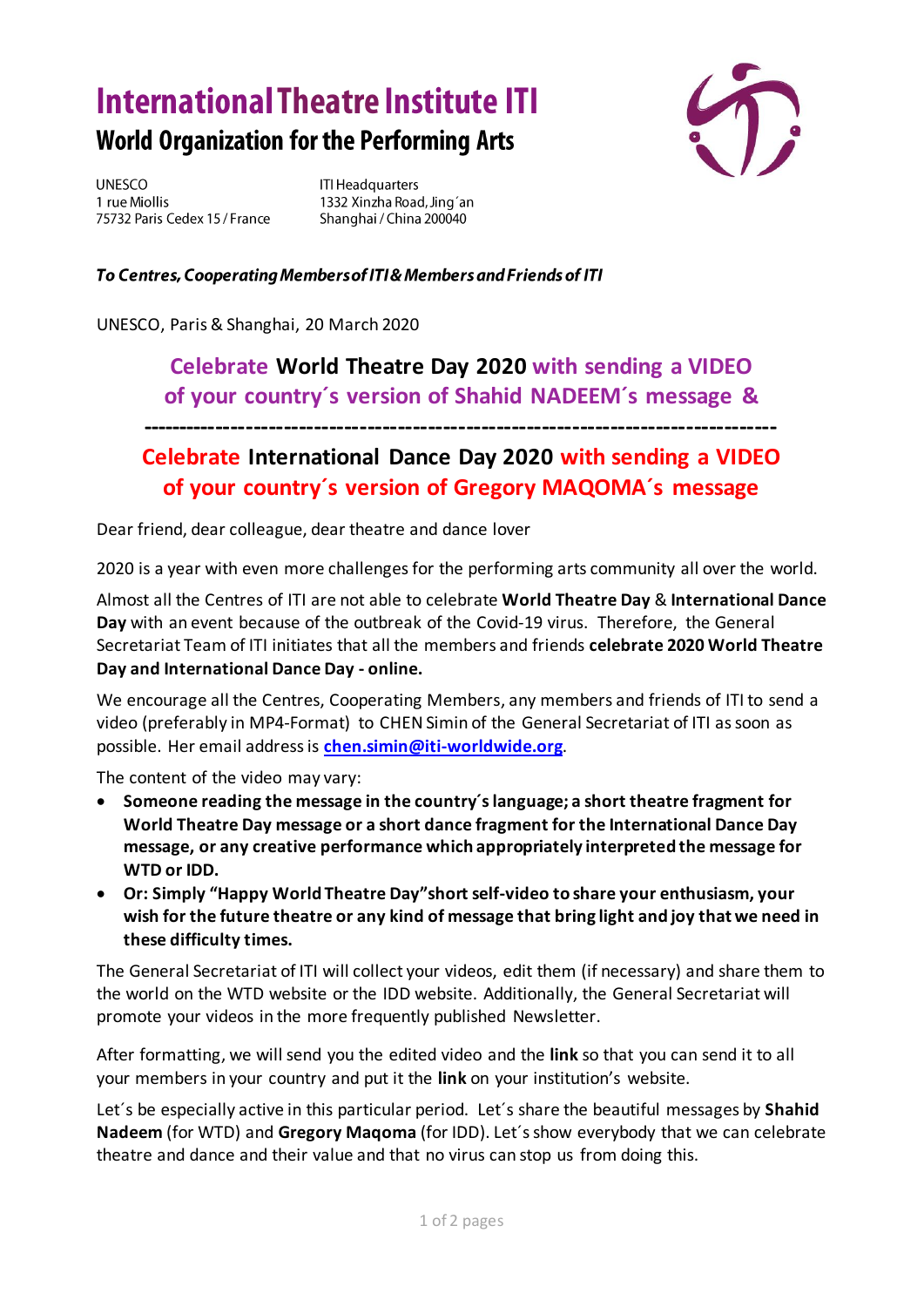# International Theatre Institute ITI

## World Organization for the Performing Arts

UNESCO
1 rue Miollis
75732 Paris Cedex 15 / France

ITI Headquarters
1332 Xinzha Road, Jing´an
Shanghai / China 200040

***To Centres, Cooperating Members of ITI & Members and Friends of ITI***

UNESCO, Paris & Shanghai, 20 March 2020

### Celebrate **World Theatre Day 2020** with sending a VIDEO of your country´s version of Shahid NADEEM´s message &

---

### Celebrate **International Dance Day 2020** with sending a VIDEO of your country´s version of Gregory MAQOMA´s message

Dear friend, dear colleague, dear theatre and dance lover

2020 is a year with even more challenges for the performing arts community all over the world.

Almost all the Centres of ITI are not able to celebrate **World Theatre Day** & **International Dance Day** with an event because of the outbreak of the Covid-19 virus. Therefore, the General Secretariat Team of ITI initiates that all the members and friends **celebrate 2020 World Theatre Day and International Dance Day - online.**

We encourage all the Centres, Cooperating Members, any members and friends of ITI to send a video (preferably in MP4-Format) to CHEN Simin of the General Secretariat of ITI as soon as possible. Her email address is **chen.simin@iti-worldwide.org**.

The content of the video may vary:

- **Someone reading the message in the country´s language; a short theatre fragment for World Theatre Day message or a short dance fragment for the International Dance Day message, or any creative performance which appropriately interpreted the message for WTD or IDD.**
- **Or: Simply "Happy World Theatre Day"short self-video to share your enthusiasm, your wish for the future theatre or any kind of message that bring light and joy that we need in these difficulty times.**

The General Secretariat of ITI will collect your videos, edit them (if necessary) and share them to the world on the WTD website or the IDD website. Additionally, the General Secretariat will promote your videos in the more frequently published Newsletter.

After formatting, we will send you the edited video and the **link** so that you can send it to all your members in your country and put it the **link** on your institution's website.

Let´s be especially active in this particular period. Let´s share the beautiful messages by **Shahid Nadeem** (for WTD) and **Gregory Maqoma** (for IDD). Let´s show everybody that we can celebrate theatre and dance and their value and that no virus can stop us from doing this.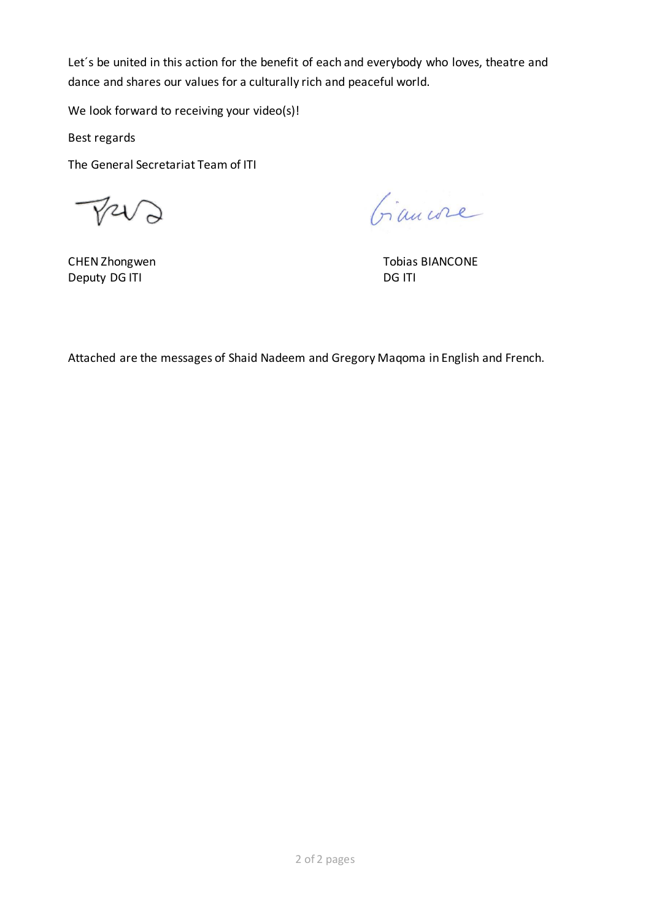Let´s be united in this action for the benefit of each and everybody who loves, theatre and dance and shares our values for a culturally rich and peaceful world.

We look forward to receiving your video(s)!

Best regards

The General Secretariat Team of ITI

| | |
|---|---|
| CHEN Zhongwen | Tobias BIANCONE |
| Deputy DG ITI | DG ITI |

Attached are the messages of Shaid Nadeem and Gregory Maqoma in English and French.